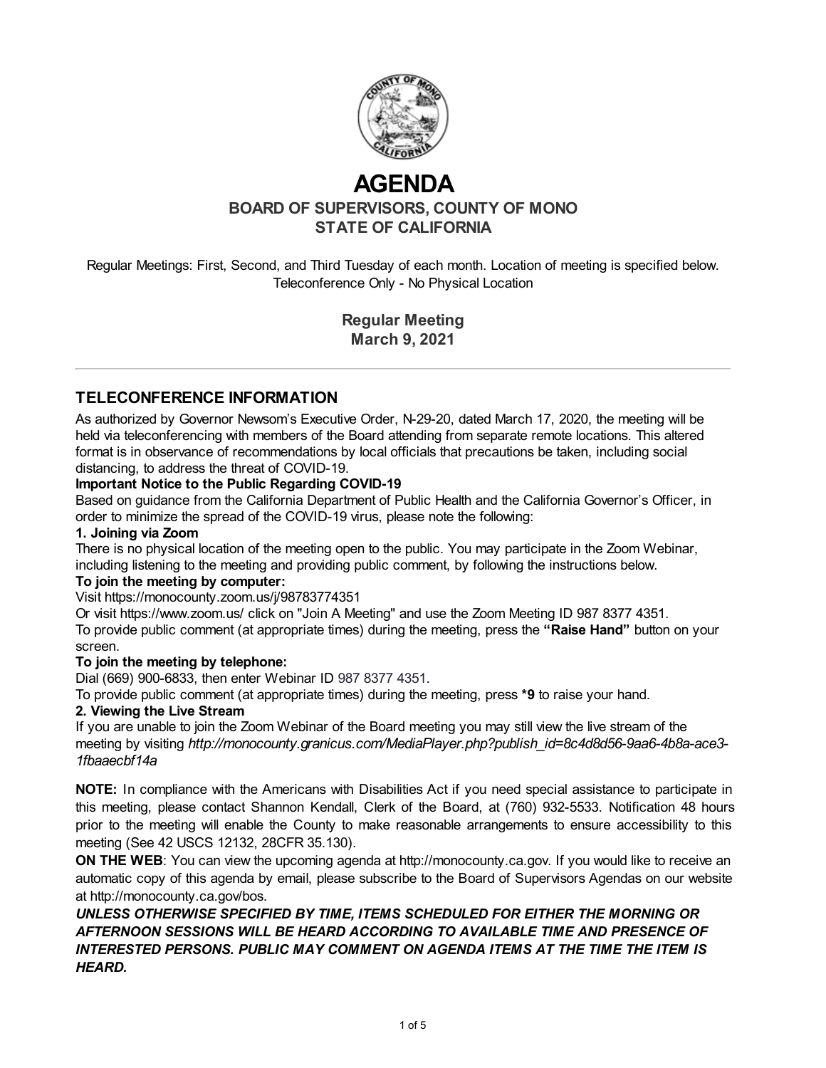# AGENDA

## BOARD OF SUPERVISORS, COUNTY OF MONO
## STATE OF CALIFORNIA

Regular Meetings: First, Second, and Third Tuesday of each month. Location of meeting is specified below. Teleconference Only - No Physical Location

**Regular Meeting**
**March 9, 2021**

---

## TELECONFERENCE INFORMATION

As authorized by Governor Newsom's Executive Order, N-29-20, dated March 17, 2020, the meeting will be held via teleconferencing with members of the Board attending from separate remote locations. This altered format is in observance of recommendations by local officials that precautions be taken, including social distancing, to address the threat of COVID-19.

**Important Notice to the Public Regarding COVID-19**

Based on guidance from the California Department of Public Health and the California Governor's Officer, in order to minimize the spread of the COVID-19 virus, please note the following:

**1. Joining via Zoom**

There is no physical location of the meeting open to the public. You may participate in the Zoom Webinar, including listening to the meeting and providing public comment, by following the instructions below.

**To join the meeting by computer:**

Visit https://monocounty.zoom.us/j/98783774351

Or visit https://www.zoom.us/ click on "Join A Meeting" and use the Zoom Meeting ID 987 8377 4351.

To provide public comment (at appropriate times) during the meeting, press the **"Raise Hand"** button on your screen.

**To join the meeting by telephone:**

Dial (669) 900-6833, then enter Webinar ID 987 8377 4351.

To provide public comment (at appropriate times) during the meeting, press ***9** to raise your hand.

**2. Viewing the Live Stream**

If you are unable to join the Zoom Webinar of the Board meeting you may still view the live stream of the meeting by visiting *http://monocounty.granicus.com/MediaPlayer.php?publish_id=8c4d8d56-9aa6-4b8a-ace3-1fbaaecbf14a*

**NOTE:** In compliance with the Americans with Disabilities Act if you need special assistance to participate in this meeting, please contact Shannon Kendall, Clerk of the Board, at (760) 932-5533. Notification 48 hours prior to the meeting will enable the County to make reasonable arrangements to ensure accessibility to this meeting (See 42 USCS 12132, 28CFR 35.130).

**ON THE WEB**: You can view the upcoming agenda at http://monocounty.ca.gov. If you would like to receive an automatic copy of this agenda by email, please subscribe to the Board of Supervisors Agendas on our website at http://monocounty.ca.gov/bos.

***UNLESS OTHERWISE SPECIFIED BY TIME, ITEMS SCHEDULED FOR EITHER THE MORNING OR AFTERNOON SESSIONS WILL BE HEARD ACCORDING TO AVAILABLE TIME AND PRESENCE OF INTERESTED PERSONS. PUBLIC MAY COMMENT ON AGENDA ITEMS AT THE TIME THE ITEM IS HEARD.***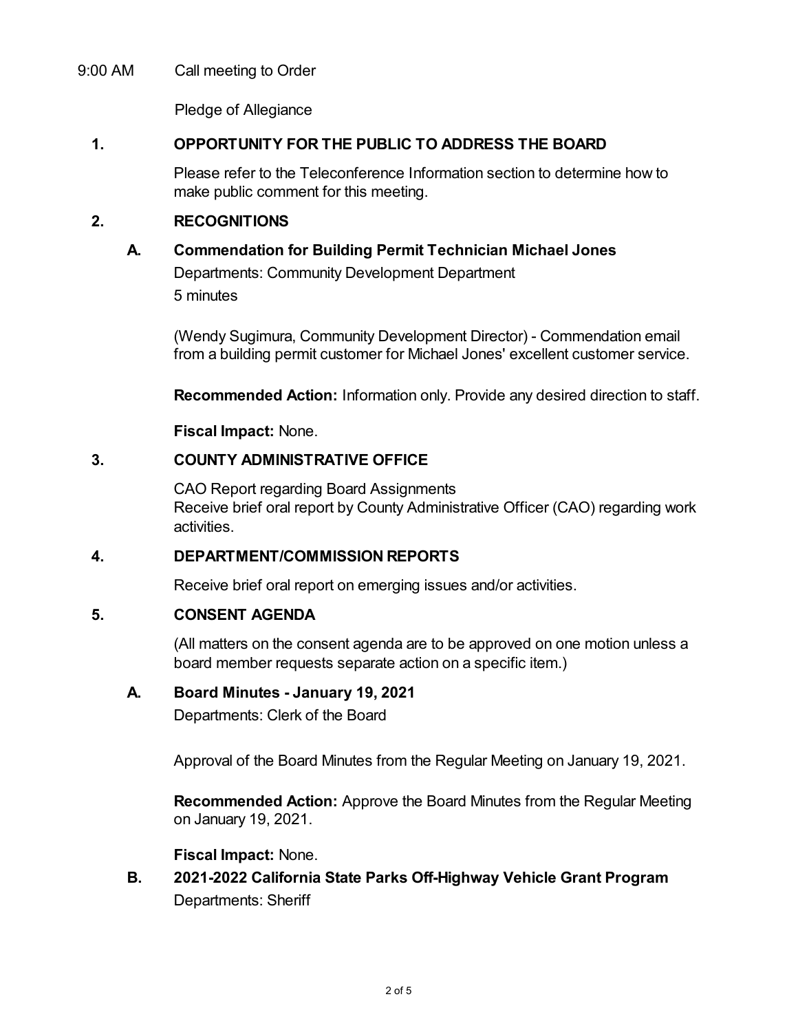9:00 AM Call meeting to Order

Pledge of Allegiance

## 1. OPPORTUNITY FOR THE PUBLIC TO ADDRESS THE BOARD

Please refer to the Teleconference Information section to determine how to make public comment for this meeting.

## 2. RECOGNITIONS

### A. Commendation for Building Permit Technician Michael Jones

Departments: Community Development Department

5 minutes

(Wendy Sugimura, Community Development Director) - Commendation email from a building permit customer for Michael Jones' excellent customer service.

**Recommended Action:** Information only. Provide any desired direction to staff.

**Fiscal Impact:** None.

## 3. COUNTY ADMINISTRATIVE OFFICE

CAO Report regarding Board Assignments

Receive brief oral report by County Administrative Officer (CAO) regarding work activities.

## 4. DEPARTMENT/COMMISSION REPORTS

Receive brief oral report on emerging issues and/or activities.

## 5. CONSENT AGENDA

(All matters on the consent agenda are to be approved on one motion unless a board member requests separate action on a specific item.)

### A. Board Minutes - January 19, 2021

Departments: Clerk of the Board

Approval of the Board Minutes from the Regular Meeting on January 19, 2021.

**Recommended Action:** Approve the Board Minutes from the Regular Meeting on January 19, 2021.

**Fiscal Impact:** None.

### B. 2021-2022 California State Parks Off-Highway Vehicle Grant Program

Departments: Sheriff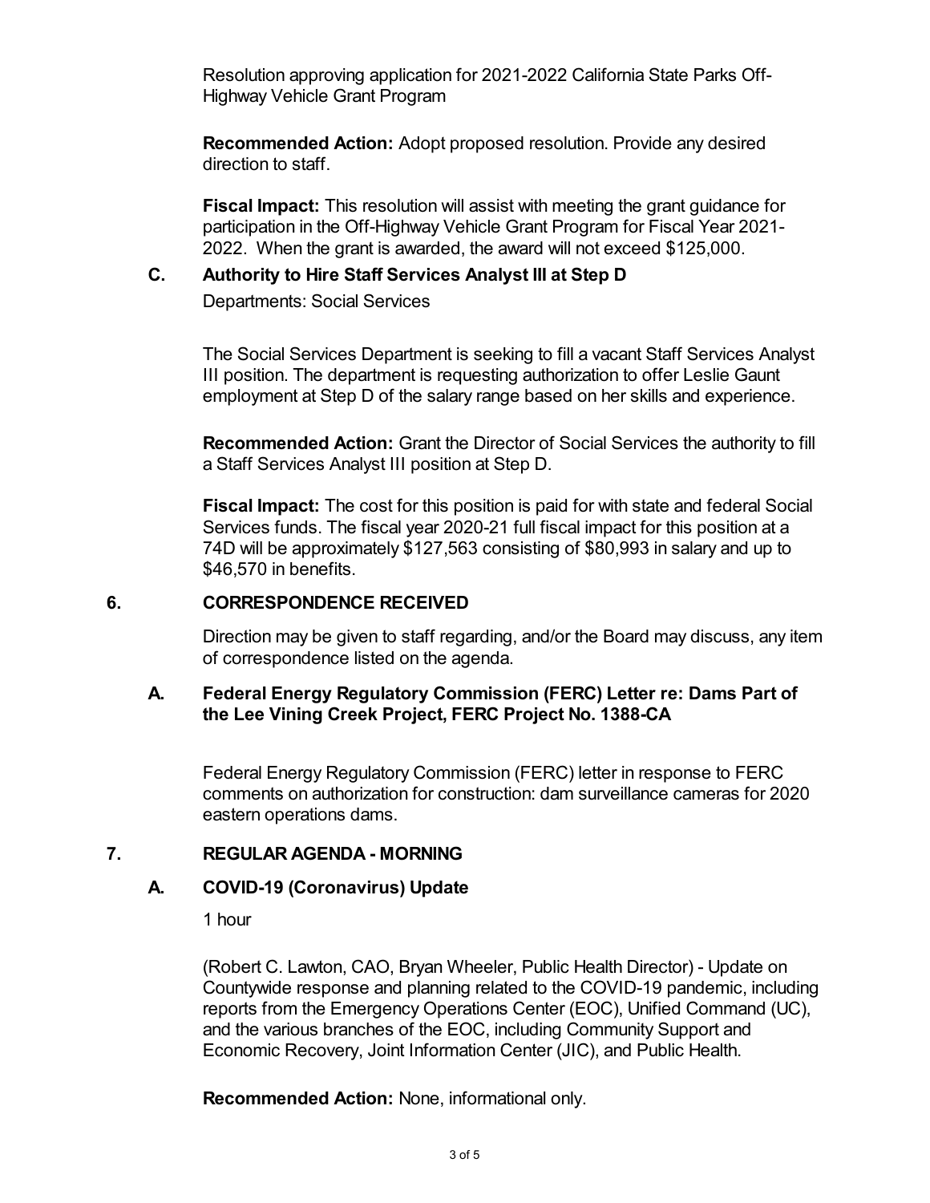Resolution approving application for 2021-2022 California State Parks Off-Highway Vehicle Grant Program

**Recommended Action:** Adopt proposed resolution. Provide any desired direction to staff.

**Fiscal Impact:** This resolution will assist with meeting the grant guidance for participation in the Off-Highway Vehicle Grant Program for Fiscal Year 2021-2022. When the grant is awarded, the award will not exceed $125,000.

### C. Authority to Hire Staff Services Analyst III at Step D

Departments: Social Services

The Social Services Department is seeking to fill a vacant Staff Services Analyst III position. The department is requesting authorization to offer Leslie Gaunt employment at Step D of the salary range based on her skills and experience.

**Recommended Action:** Grant the Director of Social Services the authority to fill a Staff Services Analyst III position at Step D.

**Fiscal Impact:** The cost for this position is paid for with state and federal Social Services funds. The fiscal year 2020-21 full fiscal impact for this position at a 74D will be approximately $127,563 consisting of $80,993 in salary and up to $46,570 in benefits.

## 6. CORRESPONDENCE RECEIVED

Direction may be given to staff regarding, and/or the Board may discuss, any item of correspondence listed on the agenda.

### A. Federal Energy Regulatory Commission (FERC) Letter re: Dams Part of the Lee Vining Creek Project, FERC Project No. 1388-CA

Federal Energy Regulatory Commission (FERC) letter in response to FERC comments on authorization for construction: dam surveillance cameras for 2020 eastern operations dams.

## 7. REGULAR AGENDA - MORNING

### A. COVID-19 (Coronavirus) Update

1 hour

(Robert C. Lawton, CAO, Bryan Wheeler, Public Health Director) - Update on Countywide response and planning related to the COVID-19 pandemic, including reports from the Emergency Operations Center (EOC), Unified Command (UC), and the various branches of the EOC, including Community Support and Economic Recovery, Joint Information Center (JIC), and Public Health.

**Recommended Action:** None, informational only.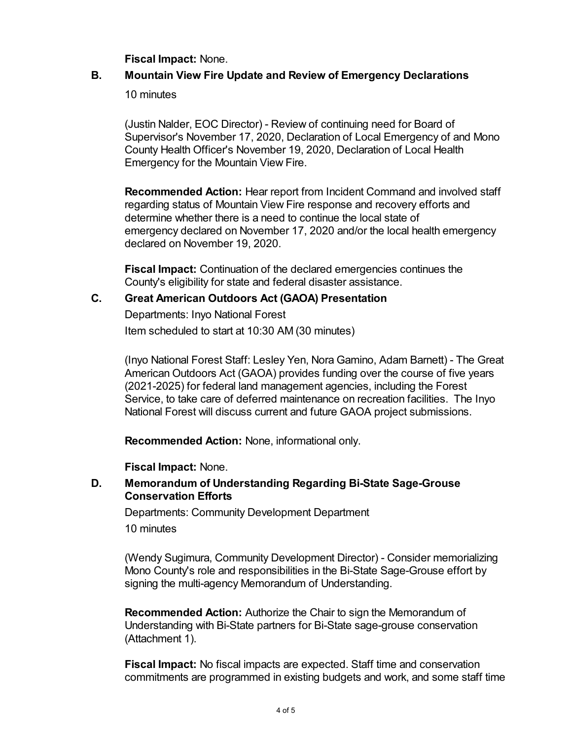**Fiscal Impact:** None.

### B. Mountain View Fire Update and Review of Emergency Declarations

10 minutes

(Justin Nalder, EOC Director) - Review of continuing need for Board of Supervisor's November 17, 2020, Declaration of Local Emergency of and Mono County Health Officer's November 19, 2020, Declaration of Local Health Emergency for the Mountain View Fire.

**Recommended Action:** Hear report from Incident Command and involved staff regarding status of Mountain View Fire response and recovery efforts and determine whether there is a need to continue the local state of emergency declared on November 17, 2020 and/or the local health emergency declared on November 19, 2020.

**Fiscal Impact:** Continuation of the declared emergencies continues the County's eligibility for state and federal disaster assistance.

### C. Great American Outdoors Act (GAOA) Presentation

Departments: Inyo National Forest

Item scheduled to start at 10:30 AM (30 minutes)

(Inyo National Forest Staff: Lesley Yen, Nora Gamino, Adam Barnett) - The Great American Outdoors Act (GAOA) provides funding over the course of five years (2021-2025) for federal land management agencies, including the Forest Service, to take care of deferred maintenance on recreation facilities. The Inyo National Forest will discuss current and future GAOA project submissions.

**Recommended Action:** None, informational only.

**Fiscal Impact:** None.

### D. Memorandum of Understanding Regarding Bi-State Sage-Grouse Conservation Efforts

Departments: Community Development Department

10 minutes

(Wendy Sugimura, Community Development Director) - Consider memorializing Mono County's role and responsibilities in the Bi-State Sage-Grouse effort by signing the multi-agency Memorandum of Understanding.

**Recommended Action:** Authorize the Chair to sign the Memorandum of Understanding with Bi-State partners for Bi-State sage-grouse conservation (Attachment 1).

**Fiscal Impact:** No fiscal impacts are expected. Staff time and conservation commitments are programmed in existing budgets and work, and some staff time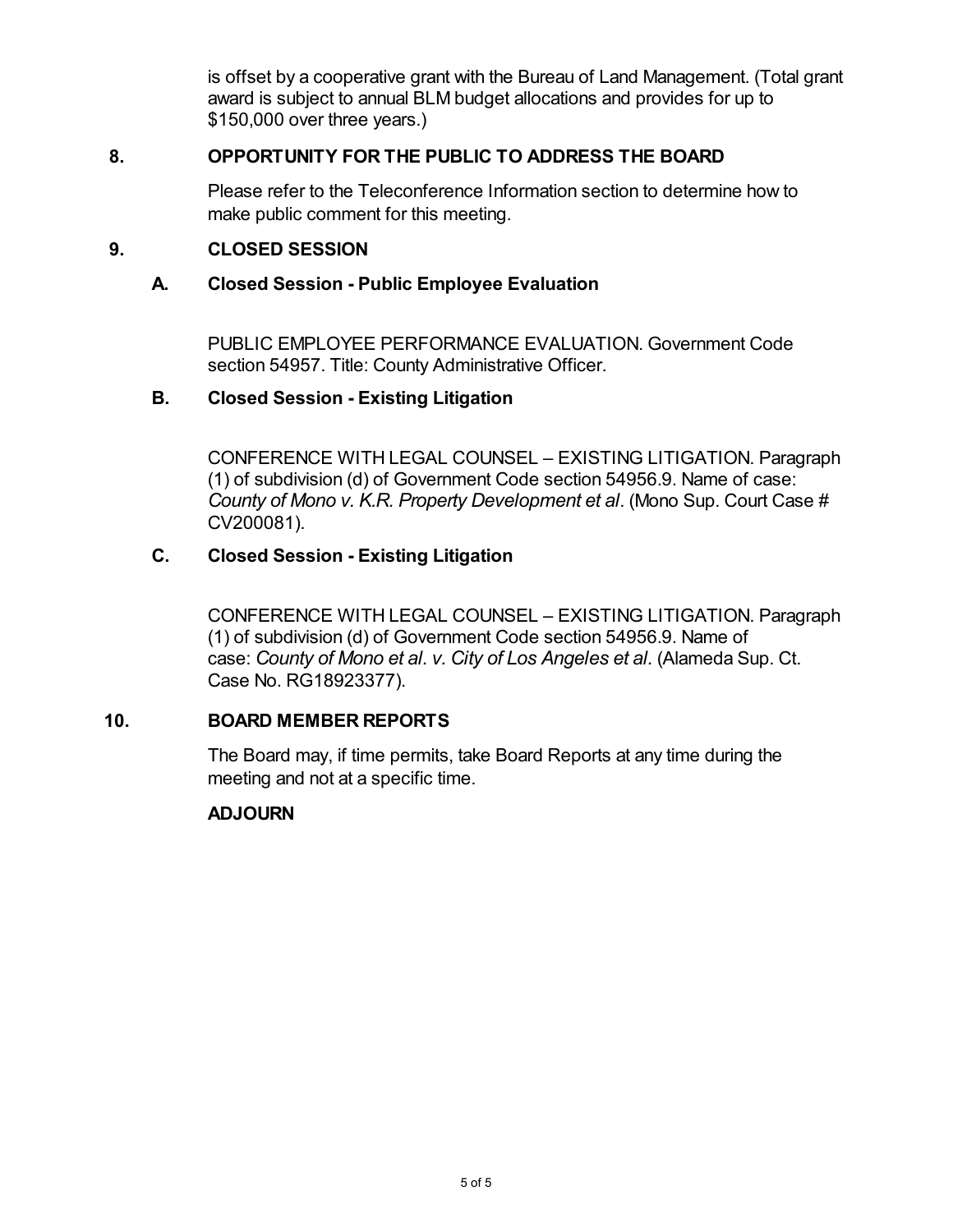is offset by a cooperative grant with the Bureau of Land Management. (Total grant award is subject to annual BLM budget allocations and provides for up to $150,000 over three years.)

## 8. OPPORTUNITY FOR THE PUBLIC TO ADDRESS THE BOARD

Please refer to the Teleconference Information section to determine how to make public comment for this meeting.

## 9. CLOSED SESSION

### A. Closed Session - Public Employee Evaluation

PUBLIC EMPLOYEE PERFORMANCE EVALUATION. Government Code section 54957. Title: County Administrative Officer.

### B. Closed Session - Existing Litigation

CONFERENCE WITH LEGAL COUNSEL – EXISTING LITIGATION. Paragraph (1) of subdivision (d) of Government Code section 54956.9. Name of case: *County of Mono v. K.R. Property Development et al*. (Mono Sup. Court Case # CV200081).

### C. Closed Session - Existing Litigation

CONFERENCE WITH LEGAL COUNSEL – EXISTING LITIGATION. Paragraph (1) of subdivision (d) of Government Code section 54956.9. Name of case: *County of Mono et al. v. City of Los Angeles et al.* (Alameda Sup. Ct. Case No. RG18923377).

## 10. BOARD MEMBER REPORTS

The Board may, if time permits, take Board Reports at any time during the meeting and not at a specific time.

**ADJOURN**